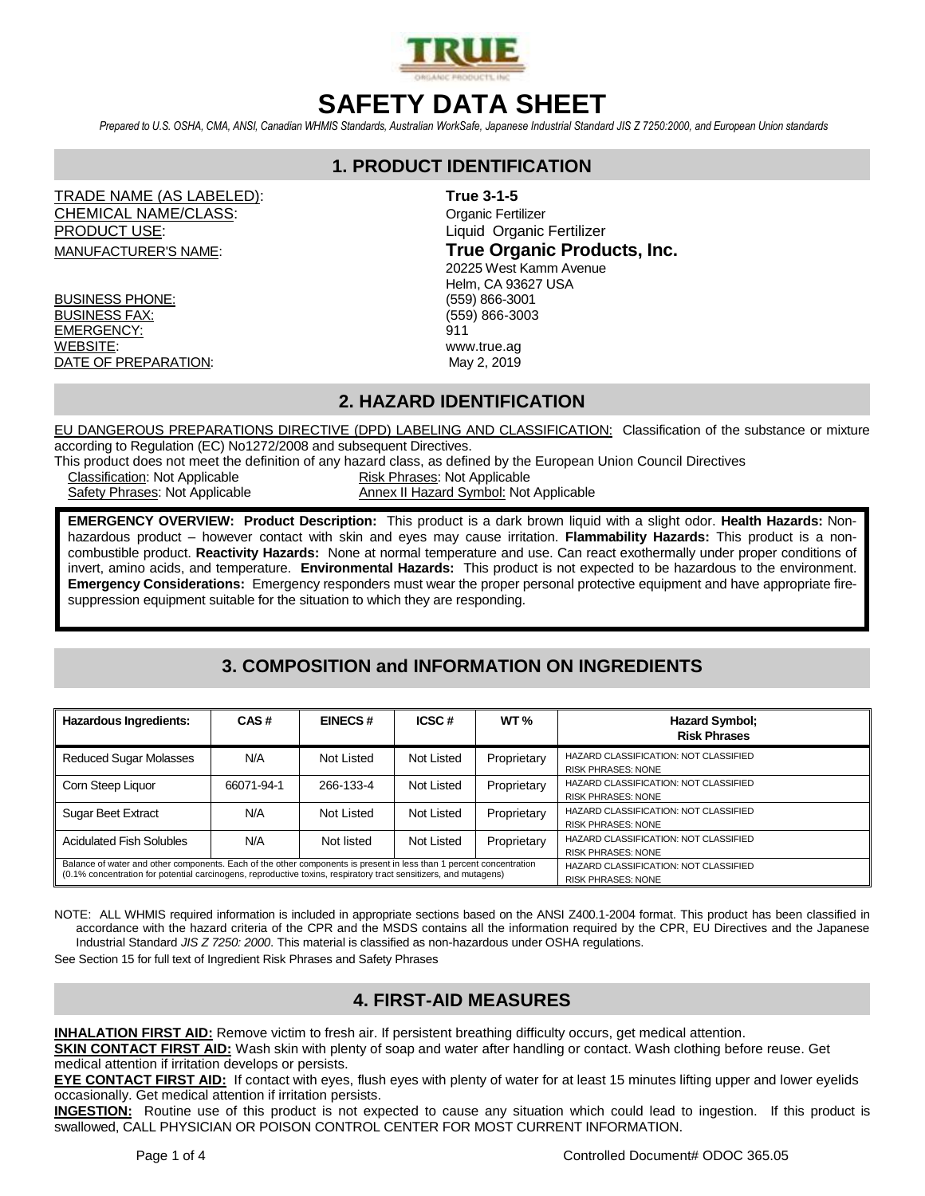# SAFETY DATA SHEET

*Prepared to U.S. OSHA, CMA, ANSI, Canadian WHMIS Standards, Australian WorkSafe, Japanese Industrial Standard JIS Z 7250:2000, and European Union standards*

## 1. PRODUCT IDENTIFICATION

| | |
|---|---|
| TRADE NAME (AS LABELED): | **True 3-1-5** |
| CHEMICAL NAME/CLASS: | Organic Fertilizer |
| PRODUCT USE: | Liquid Organic Fertilizer |
| MANUFACTURER'S NAME: | **True Organic Products, Inc.**<br>20225 West Kamm Avenue<br>Helm, CA 93627 USA |
| BUSINESS PHONE: | (559) 866-3001 |
| BUSINESS FAX: | (559) 866-3003 |
| EMERGENCY: | 911 |
| WEBSITE: | www.true.ag |
| DATE OF PREPARATION: | May 2, 2019 |

## 2. HAZARD IDENTIFICATION

EU DANGEROUS PREPARATIONS DIRECTIVE (DPD) LABELING AND CLASSIFICATION: Classification of the substance or mixture according to Regulation (EC) No1272/2008 and subsequent Directives.

This product does not meet the definition of any hazard class, as defined by the European Union Council Directives

Classification: Not Applicable
Risk Phrases: Not Applicable
Safety Phrases: Not Applicable
Annex II Hazard Symbol: Not Applicable

**EMERGENCY OVERVIEW: Product Description:** This product is a dark brown liquid with a slight odor. **Health Hazards:** Non-hazardous product – however contact with skin and eyes may cause irritation. **Flammability Hazards:** This product is a non-combustible product. **Reactivity Hazards:** None at normal temperature and use. Can react exothermally under proper conditions of invert, amino acids, and temperature. **Environmental Hazards:** This product is not expected to be hazardous to the environment. **Emergency Considerations:** Emergency responders must wear the proper personal protective equipment and have appropriate fire-suppression equipment suitable for the situation to which they are responding.

## 3. COMPOSITION and INFORMATION ON INGREDIENTS

| Hazardous Ingredients: | CAS # | EINECS # | ICSC # | WT % | Hazard Symbol; Risk Phrases |
|---|---|---|---|---|---|
| Reduced Sugar Molasses | N/A | Not Listed | Not Listed | Proprietary | HAZARD CLASSIFICATION: NOT CLASSIFIED<br>RISK PHRASES: NONE |
| Corn Steep Liquor | 66071-94-1 | 266-133-4 | Not Listed | Proprietary | HAZARD CLASSIFICATION: NOT CLASSIFIED<br>RISK PHRASES: NONE |
| Sugar Beet Extract | N/A | Not Listed | Not Listed | Proprietary | HAZARD CLASSIFICATION: NOT CLASSIFIED<br>RISK PHRASES: NONE |
| Acidulated Fish Solubles | N/A | Not listed | Not Listed | Proprietary | HAZARD CLASSIFICATION: NOT CLASSIFIED<br>RISK PHRASES: NONE |
| Balance of water and other components. Each of the other components is present in less than 1 percent concentration (0.1% concentration for potential carcinogens, reproductive toxins, respiratory tract sensitizers, and mutagens) | | | | | HAZARD CLASSIFICATION: NOT CLASSIFIED<br>RISK PHRASES: NONE |

NOTE: ALL WHMIS required information is included in appropriate sections based on the ANSI Z400.1-2004 format. This product has been classified in accordance with the hazard criteria of the CPR and the MSDS contains all the information required by the CPR, EU Directives and the Japanese Industrial Standard *JIS Z 7250: 2000*. This material is classified as non-hazardous under OSHA regulations.

See Section 15 for full text of Ingredient Risk Phrases and Safety Phrases

## 4. FIRST-AID MEASURES

**INHALATION FIRST AID:** Remove victim to fresh air. If persistent breathing difficulty occurs, get medical attention.

**SKIN CONTACT FIRST AID:** Wash skin with plenty of soap and water after handling or contact. Wash clothing before reuse. Get medical attention if irritation develops or persists.

**EYE CONTACT FIRST AID:** If contact with eyes, flush eyes with plenty of water for at least 15 minutes lifting upper and lower eyelids occasionally. Get medical attention if irritation persists.

**INGESTION:** Routine use of this product is not expected to cause any situation which could lead to ingestion. If this product is swallowed, CALL PHYSICIAN OR POISON CONTROL CENTER FOR MOST CURRENT INFORMATION.

Controlled Document# ODOC 365.05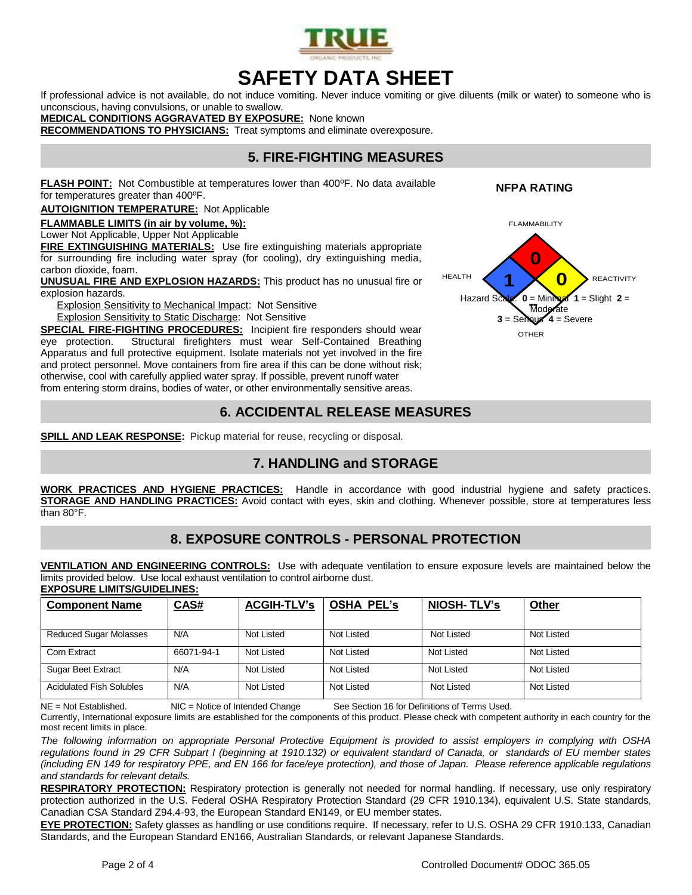# SAFETY DATA SHEET

If professional advice is not available, do not induce vomiting. Never induce vomiting or give diluents (milk or water) to someone who is unconscious, having convulsions, or unable to swallow.

**MEDICAL CONDITIONS AGGRAVATED BY EXPOSURE:** None known

**RECOMMENDATIONS TO PHYSICIANS:** Treat symptoms and eliminate overexposure.

## 5. FIRE-FIGHTING MEASURES

**FLASH POINT:** Not Combustible at temperatures lower than 400ºF. No data available for temperatures greater than 400ºF.

**AUTOIGNITION TEMPERATURE:** Not Applicable

**FLAMMABLE LIMITS (in air by volume, %):**
Lower Not Applicable, Upper Not Applicable

**FIRE EXTINGUISHING MATERIALS:** Use fire extinguishing materials appropriate for surrounding fire including water spray (for cooling), dry extinguishing media, carbon dioxide, foam.

**UNUSUAL FIRE AND EXPLOSION HAZARDS:** This product has no unusual fire or explosion hazards.

Explosion Sensitivity to Mechanical Impact: Not Sensitive
Explosion Sensitivity to Static Discharge: Not Sensitive

**SPECIAL FIRE-FIGHTING PROCEDURES:** Incipient fire responders should wear eye protection. Structural firefighters must wear Self-Contained Breathing Apparatus and full protective equipment. Isolate materials not yet involved in the fire and protect personnel. Move containers from fire area if this can be done without risk; otherwise, cool with carefully applied water spray. If possible, prevent runoff water from entering storm drains, bodies of water, or other environmentally sensitive areas.

**NFPA RATING**

FLAMMABILITY: 0
HEALTH: 1
REACTIVITY: 0
OTHER

Hazard Scale: **0** = Minimal **1** = Slight **2** = Moderate **3** = Serious **4** = Severe

## 6. ACCIDENTAL RELEASE MEASURES

**SPILL AND LEAK RESPONSE:** Pickup material for reuse, recycling or disposal.

## 7. HANDLING and STORAGE

**WORK PRACTICES AND HYGIENE PRACTICES:** Handle in accordance with good industrial hygiene and safety practices.
**STORAGE AND HANDLING PRACTICES:** Avoid contact with eyes, skin and clothing. Whenever possible, store at temperatures less than 80°F.

## 8. EXPOSURE CONTROLS - PERSONAL PROTECTION

**VENTILATION AND ENGINEERING CONTROLS:** Use with adequate ventilation to ensure exposure levels are maintained below the limits provided below. Use local exhaust ventilation to control airborne dust.

**EXPOSURE LIMITS/GUIDELINES:**

| Component Name | CAS# | ACGIH-TLV's | OSHA PEL's | NIOSH- TLV's | Other |
|---|---|---|---|---|---|
| Reduced Sugar Molasses | N/A | Not Listed | Not Listed | Not Listed | Not Listed |
| Corn Extract | 66071-94-1 | Not Listed | Not Listed | Not Listed | Not Listed |
| Sugar Beet Extract | N/A | Not Listed | Not Listed | Not Listed | Not Listed |
| Acidulated Fish Solubles | N/A | Not Listed | Not Listed | Not Listed | Not Listed |

NE = Not Established. NIC = Notice of Intended Change See Section 16 for Definitions of Terms Used.

Currently, International exposure limits are established for the components of this product. Please check with competent authority in each country for the most recent limits in place.

*The following information on appropriate Personal Protective Equipment is provided to assist employers in complying with OSHA regulations found in 29 CFR Subpart I (beginning at 1910.132) or equivalent standard of Canada, or standards of EU member states (including EN 149 for respiratory PPE, and EN 166 for face/eye protection), and those of Japan. Please reference applicable regulations and standards for relevant details.*

**RESPIRATORY PROTECTION:** Respiratory protection is generally not needed for normal handling. If necessary, use only respiratory protection authorized in the U.S. Federal OSHA Respiratory Protection Standard (29 CFR 1910.134), equivalent U.S. State standards, Canadian CSA Standard Z94.4-93, the European Standard EN149, or EU member states.

**EYE PROTECTION:** Safety glasses as handling or use conditions require. If necessary, refer to U.S. OSHA 29 CFR 1910.133, Canadian Standards, and the European Standard EN166, Australian Standards, or relevant Japanese Standards.

Controlled Document# ODOC 365.05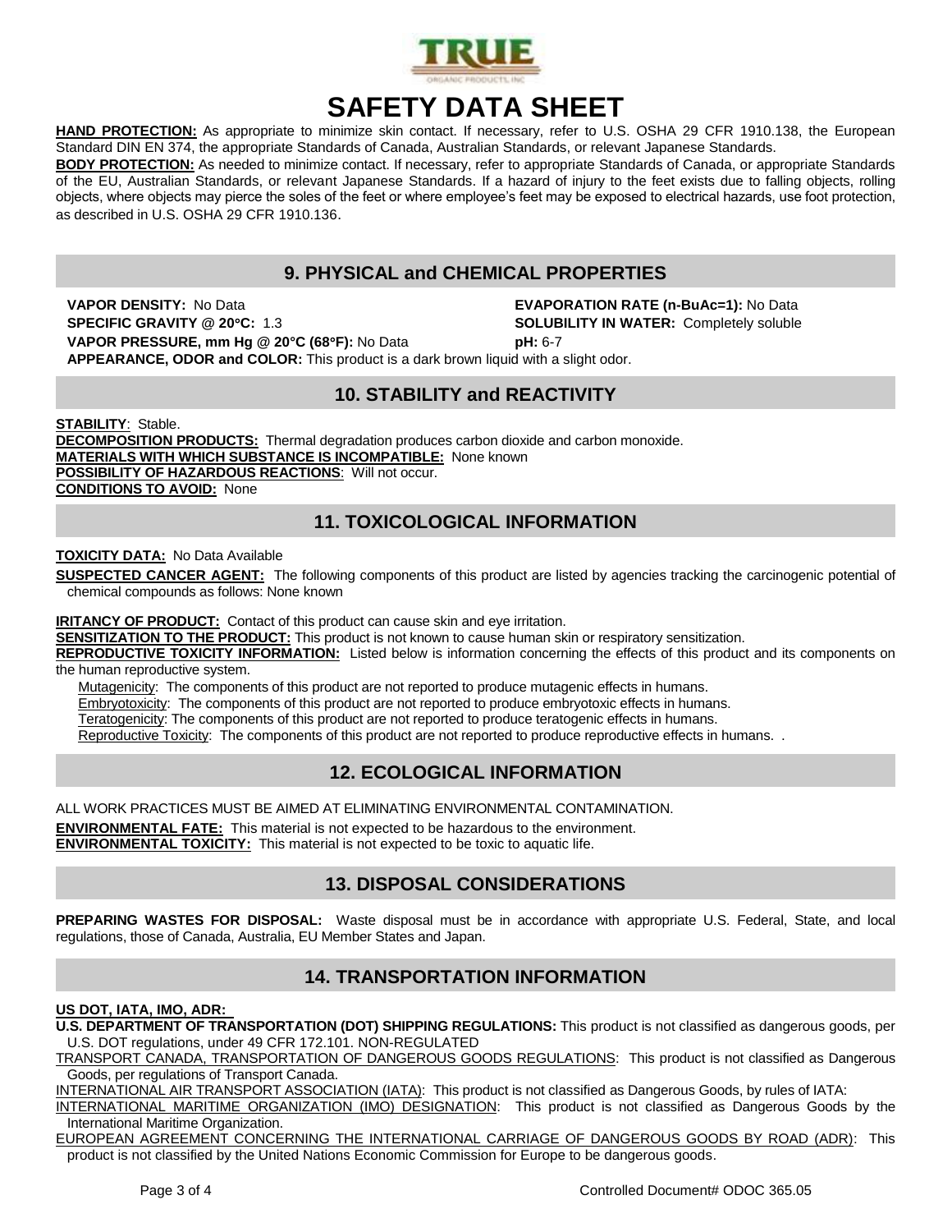**HAND PROTECTION:** As appropriate to minimize skin contact. If necessary, refer to U.S. OSHA 29 CFR 1910.138, the European Standard DIN EN 374, the appropriate Standards of Canada, Australian Standards, or relevant Japanese Standards.

**BODY PROTECTION:** As needed to minimize contact. If necessary, refer to appropriate Standards of Canada, or appropriate Standards of the EU, Australian Standards, or relevant Japanese Standards. If a hazard of injury to the feet exists due to falling objects, rolling objects, where objects may pierce the soles of the feet or where employee's feet may be exposed to electrical hazards, use foot protection, as described in U.S. OSHA 29 CFR 1910.136.

## 9. PHYSICAL and CHEMICAL PROPERTIES

**VAPOR DENSITY:** No Data

**EVAPORATION RATE (n-BuAc=1):** No Data

**SPECIFIC GRAVITY @ 20°C:** 1.3

**SOLUBILITY IN WATER:** Completely soluble

**VAPOR PRESSURE, mm Hg @ 20°C (68°F):** No Data

**pH:** 6-7

**APPEARANCE, ODOR and COLOR:** This product is a dark brown liquid with a slight odor.

## 10. STABILITY and REACTIVITY

**STABILITY**: Stable.

**DECOMPOSITION PRODUCTS:** Thermal degradation produces carbon dioxide and carbon monoxide.

**MATERIALS WITH WHICH SUBSTANCE IS INCOMPATIBLE:** None known

**POSSIBILITY OF HAZARDOUS REACTIONS**: Will not occur.

**CONDITIONS TO AVOID:** None

## 11. TOXICOLOGICAL INFORMATION

**TOXICITY DATA:** No Data Available

**SUSPECTED CANCER AGENT:** The following components of this product are listed by agencies tracking the carcinogenic potential of chemical compounds as follows: None known

**IRITANCY OF PRODUCT:** Contact of this product can cause skin and eye irritation.

**SENSITIZATION TO THE PRODUCT:** This product is not known to cause human skin or respiratory sensitization.

**REPRODUCTIVE TOXICITY INFORMATION:** Listed below is information concerning the effects of this product and its components on the human reproductive system.

Mutagenicity: The components of this product are not reported to produce mutagenic effects in humans.

Embryotoxicity: The components of this product are not reported to produce embryotoxic effects in humans.

Teratogenicity: The components of this product are not reported to produce teratogenic effects in humans.

Reproductive Toxicity: The components of this product are not reported to produce reproductive effects in humans. .

## 12. ECOLOGICAL INFORMATION

ALL WORK PRACTICES MUST BE AIMED AT ELIMINATING ENVIRONMENTAL CONTAMINATION.

**ENVIRONMENTAL FATE:** This material is not expected to be hazardous to the environment.

**ENVIRONMENTAL TOXICITY:** This material is not expected to be toxic to aquatic life.

## 13. DISPOSAL CONSIDERATIONS

**PREPARING WASTES FOR DISPOSAL:** Waste disposal must be in accordance with appropriate U.S. Federal, State, and local regulations, those of Canada, Australia, EU Member States and Japan.

## 14. TRANSPORTATION INFORMATION

**US DOT, IATA, IMO, ADR:**

**U.S. DEPARTMENT OF TRANSPORTATION (DOT) SHIPPING REGULATIONS:** This product is not classified as dangerous goods, per U.S. DOT regulations, under 49 CFR 172.101. NON-REGULATED

TRANSPORT CANADA, TRANSPORTATION OF DANGEROUS GOODS REGULATIONS: This product is not classified as Dangerous Goods, per regulations of Transport Canada.

INTERNATIONAL AIR TRANSPORT ASSOCIATION (IATA): This product is not classified as Dangerous Goods, by rules of IATA:

INTERNATIONAL MARITIME ORGANIZATION (IMO) DESIGNATION: This product is not classified as Dangerous Goods by the International Maritime Organization.

EUROPEAN AGREEMENT CONCERNING THE INTERNATIONAL CARRIAGE OF DANGEROUS GOODS BY ROAD (ADR): This product is not classified by the United Nations Economic Commission for Europe to be dangerous goods.

Controlled Document# ODOC 365.05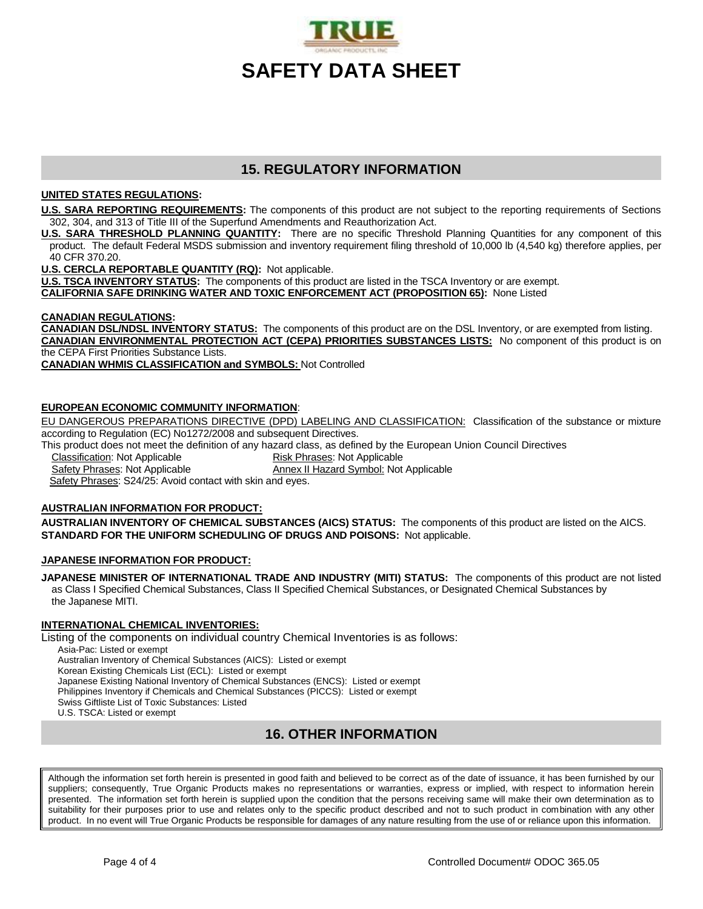# SAFETY DATA SHEET

## 15. REGULATORY INFORMATION

**UNITED STATES REGULATIONS:**

**U.S. SARA REPORTING REQUIREMENTS:** The components of this product are not subject to the reporting requirements of Sections 302, 304, and 313 of Title III of the Superfund Amendments and Reauthorization Act.

**U.S. SARA THRESHOLD PLANNING QUANTITY:** There are no specific Threshold Planning Quantities for any component of this product. The default Federal MSDS submission and inventory requirement filing threshold of 10,000 lb (4,540 kg) therefore applies, per 40 CFR 370.20.

**U.S. CERCLA REPORTABLE QUANTITY (RQ):** Not applicable.

**U.S. TSCA INVENTORY STATUS:** The components of this product are listed in the TSCA Inventory or are exempt.

**CALIFORNIA SAFE DRINKING WATER AND TOXIC ENFORCEMENT ACT (PROPOSITION 65):** None Listed

**CANADIAN REGULATIONS:**

**CANADIAN DSL/NDSL INVENTORY STATUS:** The components of this product are on the DSL Inventory, or are exempted from listing.

**CANADIAN ENVIRONMENTAL PROTECTION ACT (CEPA) PRIORITIES SUBSTANCES LISTS:** No component of this product is on the CEPA First Priorities Substance Lists.

**CANADIAN WHMIS CLASSIFICATION and SYMBOLS:** Not Controlled

**EUROPEAN ECONOMIC COMMUNITY INFORMATION**:

EU DANGEROUS PREPARATIONS DIRECTIVE (DPD) LABELING AND CLASSIFICATION: Classification of the substance or mixture according to Regulation (EC) No1272/2008 and subsequent Directives.

This product does not meet the definition of any hazard class, as defined by the European Union Council Directives

Classification: Not Applicable
Risk Phrases: Not Applicable
Safety Phrases: Not Applicable
Annex II Hazard Symbol: Not Applicable
Safety Phrases: S24/25: Avoid contact with skin and eyes.

**AUSTRALIAN INFORMATION FOR PRODUCT:**

**AUSTRALIAN INVENTORY OF CHEMICAL SUBSTANCES (AICS) STATUS:** The components of this product are listed on the AICS.

**STANDARD FOR THE UNIFORM SCHEDULING OF DRUGS AND POISONS:** Not applicable.

**JAPANESE INFORMATION FOR PRODUCT:**

**JAPANESE MINISTER OF INTERNATIONAL TRADE AND INDUSTRY (MITI) STATUS:** The components of this product are not listed as Class I Specified Chemical Substances, Class II Specified Chemical Substances, or Designated Chemical Substances by the Japanese MITI.

**INTERNATIONAL CHEMICAL INVENTORIES:**

Listing of the components on individual country Chemical Inventories is as follows:

Asia-Pac: Listed or exempt
Australian Inventory of Chemical Substances (AICS): Listed or exempt
Korean Existing Chemicals List (ECL): Listed or exempt
Japanese Existing National Inventory of Chemical Substances (ENCS): Listed or exempt
Philippines Inventory if Chemicals and Chemical Substances (PICCS): Listed or exempt
Swiss Giftliste List of Toxic Substances: Listed
U.S. TSCA: Listed or exempt

## 16. OTHER INFORMATION

Although the information set forth herein is presented in good faith and believed to be correct as of the date of issuance, it has been furnished by our suppliers; consequently, True Organic Products makes no representations or warranties, express or implied, with respect to information herein presented. The information set forth herein is supplied upon the condition that the persons receiving same will make their own determination as to suitability for their purposes prior to use and relates only to the specific product described and not to such product in combination with any other product. In no event will True Organic Products be responsible for damages of any nature resulting from the use of or reliance upon this information.

Controlled Document# ODOC 365.05